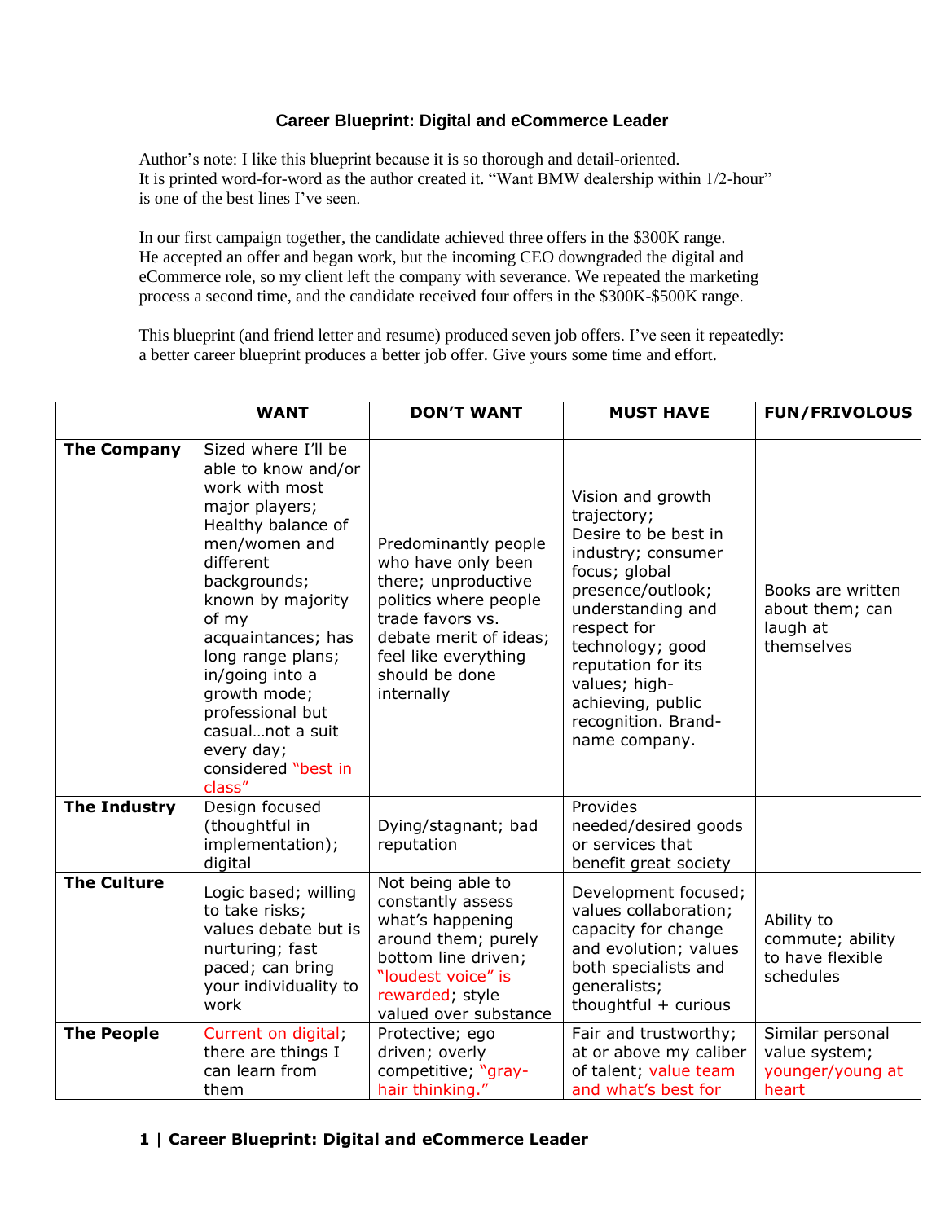# Career Blueprint: Digital and eCommerce Leader

Author's note: I like this blueprint because it is so thorough and detail-oriented. It is printed word-for-word as the author created it. "Want BMW dealership within 1/2-hour" is one of the best lines I've seen.

In our first campaign together, the candidate achieved three offers in the $300K range. He accepted an offer and began work, but the incoming CEO downgraded the digital and eCommerce role, so my client left the company with severance. We repeated the marketing process a second time, and the candidate received four offers in the $300K-$500K range.

This blueprint (and friend letter and resume) produced seven job offers. I've seen it repeatedly: a better career blueprint produces a better job offer. Give yours some time and effort.

| | **WANT** | **DON'T WANT** | **MUST HAVE** | **FUN/FRIVOLOUS** |
|---|---|---|---|---|
| **The Company** | Sized where I'll be able to know and/or work with most major players; Healthy balance of men/women and different backgrounds; known by majority of my acquaintances; has long range plans; in/going into a growth mode; professional but casual…not a suit every day; considered "best in class" | Predominantly people who have only been there; unproductive politics where people trade favors vs. debate merit of ideas; feel like everything should be done internally | Vision and growth trajectory; Desire to be best in industry; consumer focus; global presence/outlook; understanding and respect for technology; good reputation for its values; high-achieving, public recognition. Brand-name company. | Books are written about them; can laugh at themselves |
| **The Industry** | Design focused (thoughtful in implementation); digital | Dying/stagnant; bad reputation | Provides needed/desired goods or services that benefit great society | |
| **The Culture** | Logic based; willing to take risks; values debate but is nurturing; fast paced; can bring your individuality to work | Not being able to constantly assess what's happening around them; purely bottom line driven; "loudest voice" is rewarded; style valued over substance | Development focused; values collaboration; capacity for change and evolution; values both specialists and generalists; thoughtful + curious | Ability to commute; ability to have flexible schedules |
| **The People** | Current on digital; there are things I can learn from them | Protective; ego driven; overly competitive; "gray-hair thinking." | Fair and trustworthy; at or above my caliber of talent; value team and what's best for | Similar personal value system; younger/young at heart |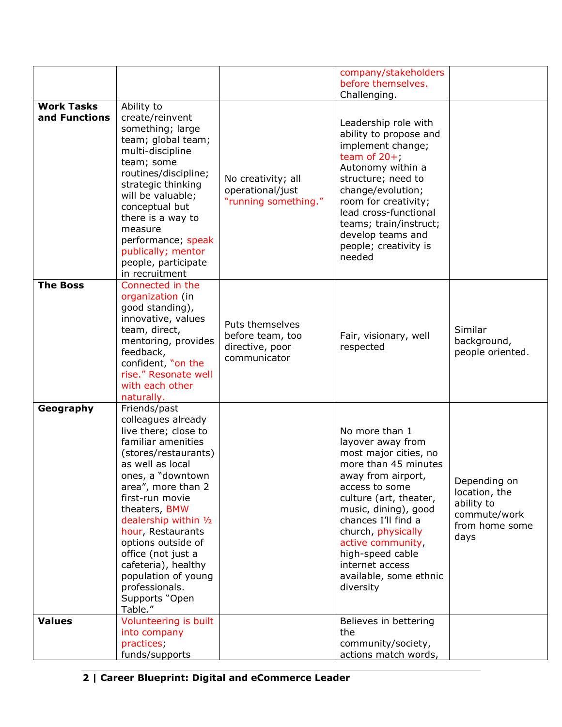| | | | | |
|---|---|---|---|---|
| | | | company/stakeholders before themselves. Challenging. | |
| **Work Tasks and Functions** | Ability to create/reinvent something; large team; global team; multi-discipline team; some routines/discipline; strategic thinking will be valuable; conceptual but there is a way to measure performance; speak publically; mentor people, participate in recruitment | No creativity; all operational/just "running something." | Leadership role with ability to propose and implement change; team of 20+; Autonomy within a structure; need to change/evolution; room for creativity; lead cross-functional teams; train/instruct; develop teams and people; creativity is needed | |
| **The Boss** | Connected in the organization (in good standing), innovative, values team, direct, mentoring, provides feedback, confident, "on the rise." Resonate well with each other naturally. | Puts themselves before team, too directive, poor communicator | Fair, visionary, well respected | Similar background, people oriented. |
| **Geography** | Friends/past colleagues already live there; close to familiar amenities (stores/restaurants) as well as local ones, a "downtown area", more than 2 first-run movie theaters, BMW dealership within ½ hour, Restaurants options outside of office (not just a cafeteria), healthy population of young professionals. Supports "Open Table." | | No more than 1 layover away from most major cities, no more than 45 minutes away from airport, access to some culture (art, theater, music, dining), good chances I'll find a church, physically active community, high-speed cable internet access available, some ethnic diversity | Depending on location, the ability to commute/work from home some days |
| **Values** | Volunteering is built into company practices; funds/supports | | Believes in bettering the community/society, actions match words, | |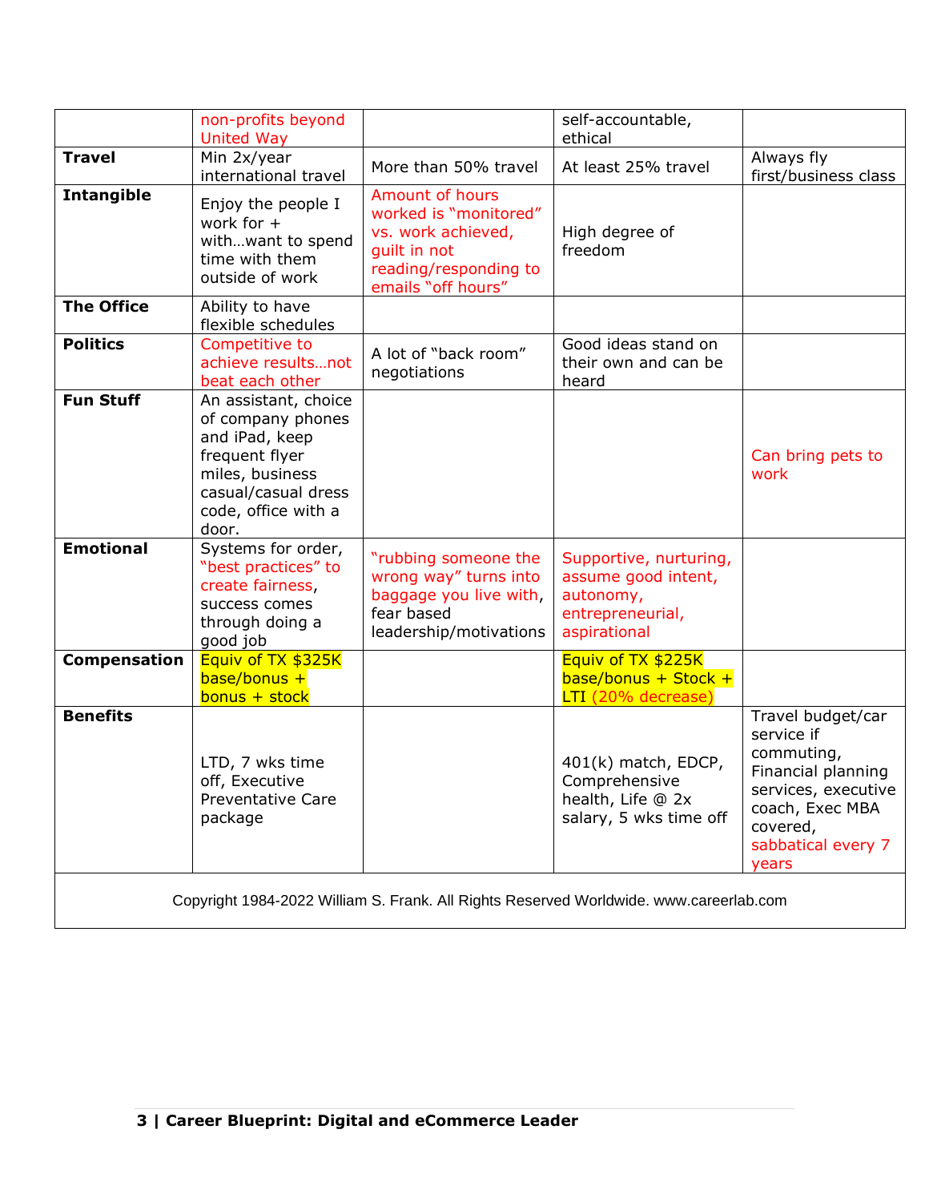| | | | | |
|---|---|---|---|---|
| | non-profits beyond United Way | | self-accountable, ethical | |
| **Travel** | Min 2x/year international travel | More than 50% travel | At least 25% travel | Always fly first/business class |
| **Intangible** | Enjoy the people I work for + with…want to spend time with them outside of work | Amount of hours worked is "monitored" vs. work achieved, guilt in not reading/responding to emails "off hours" | High degree of freedom | |
| **The Office** | Ability to have flexible schedules | | | |
| **Politics** | Competitive to achieve results…not beat each other | A lot of "back room" negotiations | Good ideas stand on their own and can be heard | |
| **Fun Stuff** | An assistant, choice of company phones and iPad, keep frequent flyer miles, business casual/casual dress code, office with a door. | | | Can bring pets to work |
| **Emotional** | Systems for order, "best practices" to create fairness, success comes through doing a good job | "rubbing someone the wrong way" turns into baggage you live with, fear based leadership/motivations | Supportive, nurturing, assume good intent, autonomy, entrepreneurial, aspirational | |
| **Compensation** | Equiv of TX $325K base/bonus + bonus + stock | | Equiv of TX $225K base/bonus + Stock + LTI (20% decrease) | |
| **Benefits** | LTD, 7 wks time off, Executive Preventative Care package | | 401(k) match, EDCP, Comprehensive health, Life @ 2x salary, 5 wks time off | Travel budget/car service if commuting, Financial planning services, executive coach, Exec MBA covered, sabbatical every 7 years |

Copyright 1984-2022 William S. Frank. All Rights Reserved Worldwide. www.careerlab.com